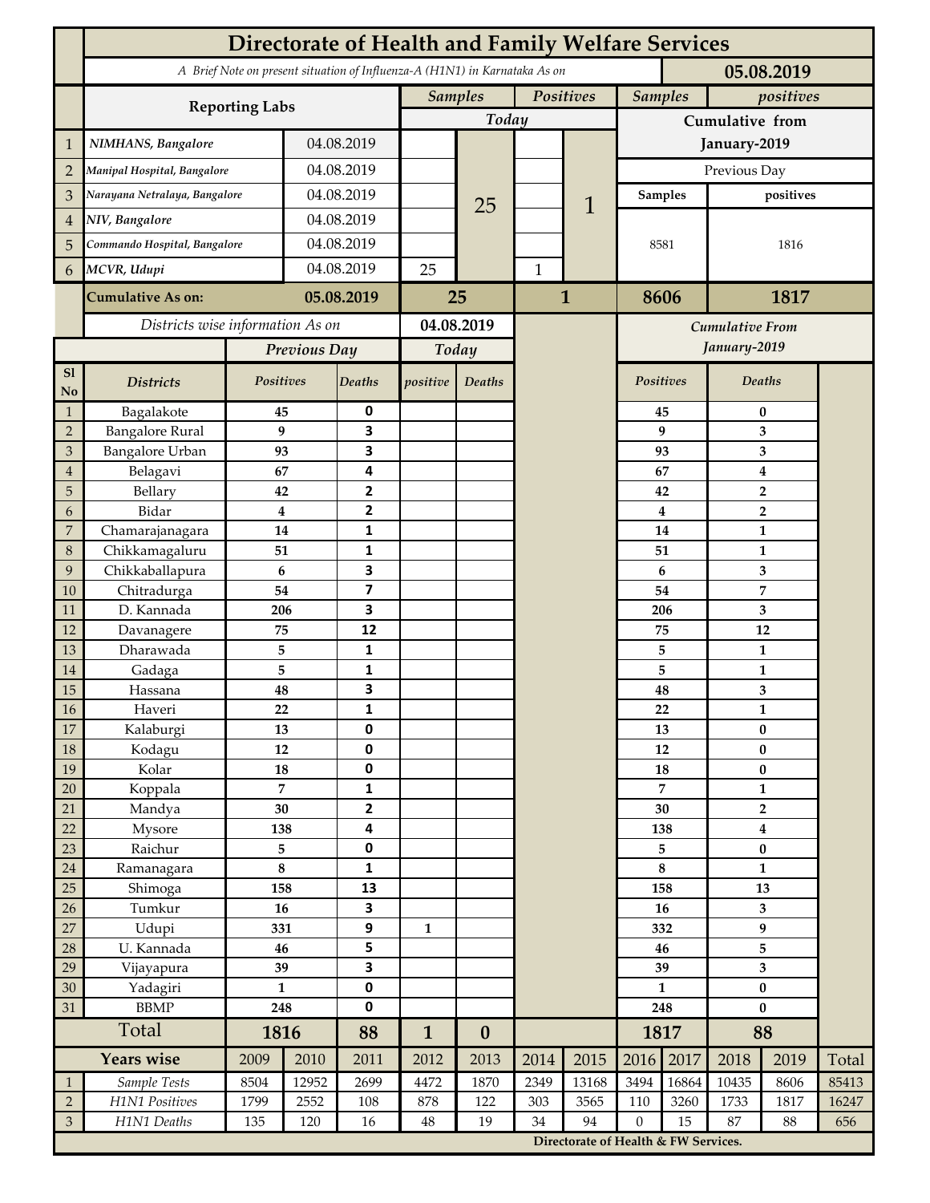# Directorate of Health and Family Welfare Services

*A Brief Note on present situation of Influenza-A (H1N1) in Karnataka As on* **05.08.2019**

| | Reporting Labs | | Samples Today | | Positives Today | | Samples Cumulative from January-2019 (Previous Day) | positives Cumulative from January-2019 (Previous Day) |
|---|---|---|---|---|---|---|---|---|
| 1 | *NIMHANS, Bangalore* | 04.08.2019 | | 25 | | 1 | 8581 | 1816 |
| 2 | *Manipal Hospital, Bangalore* | 04.08.2019 | | | | | | |
| 3 | *Narayana Netralaya, Bangalore* | 04.08.2019 | | | | | | |
| 4 | *NIV, Bangalore* | 04.08.2019 | | | | | | |
| 5 | *Commando Hospital, Bangalore* | 04.08.2019 | | | | | | |
| 6 | *MCVR, Udupi* | 04.08.2019 | 25 | | 1 | | | |
| | **Cumulative As on:** | **05.08.2019** | **25** | | **1** | | **8606** | **1817** |

*Districts wise information As on* **04.08.2019**

| Sl No | Districts | Previous Day Positives | Previous Day Deaths | Today positive | Today Deaths | Cumulative From January-2019 Positives | Cumulative From January-2019 Deaths |
|---|---|---|---|---|---|---|---|
| 1 | Bagalakote | 45 | 0 | | | 45 | 0 |
| 2 | Bangalore Rural | 9 | 3 | | | 9 | 3 |
| 3 | Bangalore Urban | 93 | 3 | | | 93 | 3 |
| 4 | Belagavi | 67 | 4 | | | 67 | 4 |
| 5 | Bellary | 42 | 2 | | | 42 | 2 |
| 6 | Bidar | 4 | 2 | | | 4 | 2 |
| 7 | Chamarajanagara | 14 | 1 | | | 14 | 1 |
| 8 | Chikkamagaluru | 51 | 1 | | | 51 | 1 |
| 9 | Chikkaballapura | 6 | 3 | | | 6 | 3 |
| 10 | Chitradurga | 54 | 7 | | | 54 | 7 |
| 11 | D. Kannada | 206 | 3 | | | 206 | 3 |
| 12 | Davanagere | 75 | 12 | | | 75 | 12 |
| 13 | Dharawada | 5 | 1 | | | 5 | 1 |
| 14 | Gadaga | 5 | 1 | | | 5 | 1 |
| 15 | Hassana | 48 | 3 | | | 48 | 3 |
| 16 | Haveri | 22 | 1 | | | 22 | 1 |
| 17 | Kalaburgi | 13 | 0 | | | 13 | 0 |
| 18 | Kodagu | 12 | 0 | | | 12 | 0 |
| 19 | Kolar | 18 | 0 | | | 18 | 0 |
| 20 | Koppala | 7 | 1 | | | 7 | 1 |
| 21 | Mandya | 30 | 2 | | | 30 | 2 |
| 22 | Mysore | 138 | 4 | | | 138 | 4 |
| 23 | Raichur | 5 | 0 | | | 5 | 0 |
| 24 | Ramanagara | 8 | 1 | | | 8 | 1 |
| 25 | Shimoga | 158 | 13 | | | 158 | 13 |
| 26 | Tumkur | 16 | 3 | | | 16 | 3 |
| 27 | Udupi | 331 | 9 | 1 | | 332 | 9 |
| 28 | U. Kannada | 46 | 5 | | | 46 | 5 |
| 29 | Vijayapura | 39 | 3 | | | 39 | 3 |
| 30 | Yadagiri | 1 | 0 | | | 1 | 0 |
| 31 | BBMP | 248 | 0 | | | 248 | 0 |
| | **Total** | **1816** | **88** | **1** | **0** | **1817** | **88** |

| | Years wise | 2009 | 2010 | 2011 | 2012 | 2013 | 2014 | 2015 | 2016 | 2017 | 2018 | 2019 | Total |
|---|---|---|---|---|---|---|---|---|---|---|---|---|---|
| 1 | *Sample Tests* | 8504 | 12952 | 2699 | 4472 | 1870 | 2349 | 13168 | 3494 | 16864 | 10435 | 8606 | 85413 |
| 2 | *H1N1 Positives* | 1799 | 2552 | 108 | 878 | 122 | 303 | 3565 | 110 | 3260 | 1733 | 1817 | 16247 |
| 3 | *H1N1 Deaths* | 135 | 120 | 16 | 48 | 19 | 34 | 94 | 0 | 15 | 87 | 88 | 656 |

**Directorate of Health & FW Services.**